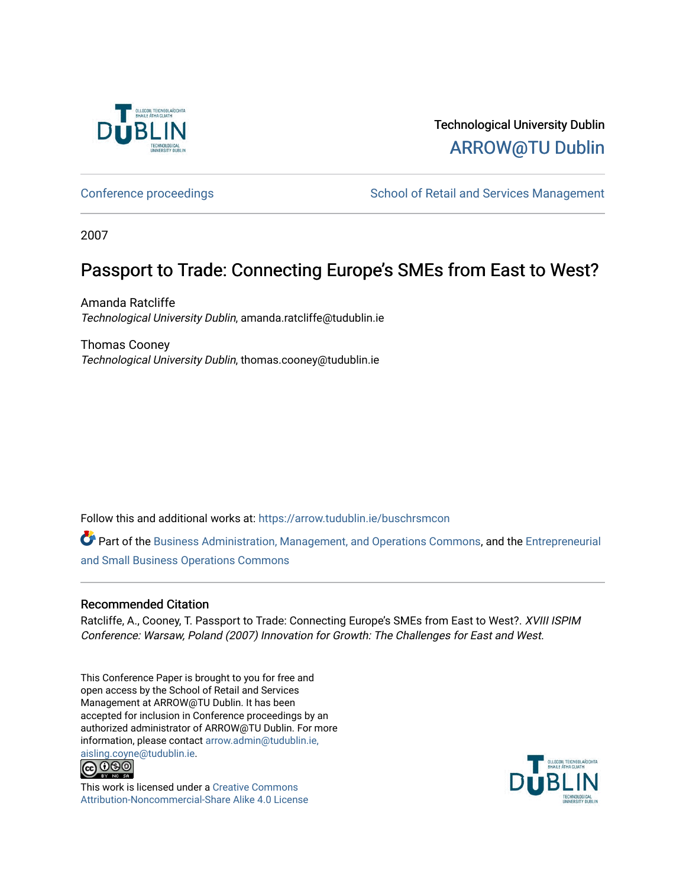Technological University Dublin

ARROW@TU Dublin

Conference proceedings

School of Retail and Services Management

2007

# Passport to Trade: Connecting Europe's SMEs from East to West?

Amanda Ratcliffe
*Technological University Dublin*, amanda.ratcliffe@tudublin.ie

Thomas Cooney
*Technological University Dublin*, thomas.cooney@tudublin.ie

Follow this and additional works at: https://arrow.tudublin.ie/buschrsmcon

Part of the Business Administration, Management, and Operations Commons, and the Entrepreneurial and Small Business Operations Commons

### Recommended Citation

Ratcliffe, A., Cooney, T. Passport to Trade: Connecting Europe's SMEs from East to West?. *XVIII ISPIM Conference: Warsaw, Poland (2007) Innovation for Growth: The Challenges for East and West*.

This Conference Paper is brought to you for free and open access by the School of Retail and Services Management at ARROW@TU Dublin. It has been accepted for inclusion in Conference proceedings by an authorized administrator of ARROW@TU Dublin. For more information, please contact arrow.admin@tudublin.ie, aisling.coyne@tudublin.ie.

This work is licensed under a Creative Commons Attribution-Noncommercial-Share Alike 4.0 License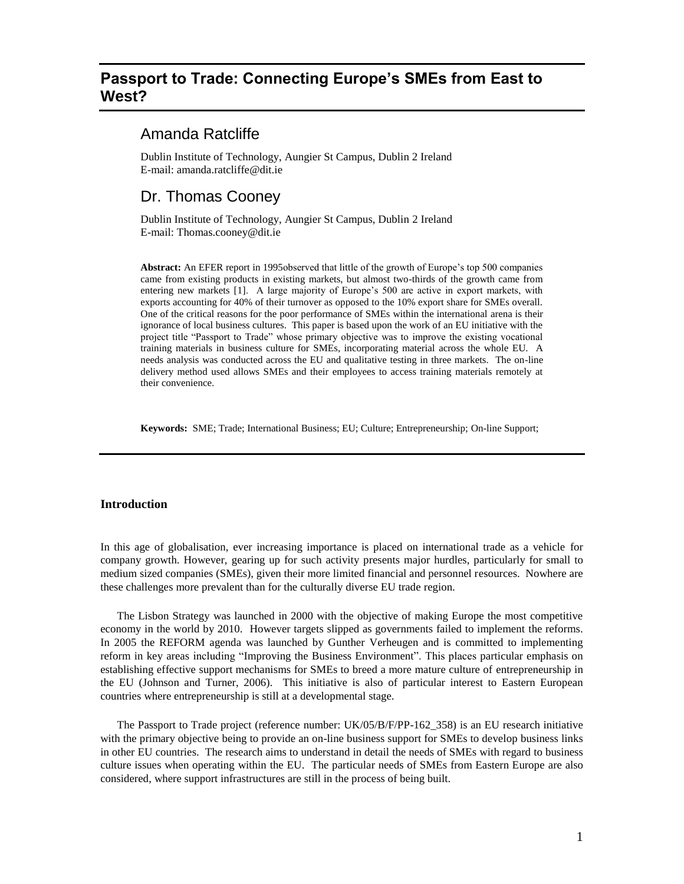# Passport to Trade: Connecting Europe's SMEs from East to West?

## Amanda Ratcliffe

Dublin Institute of Technology, Aungier St Campus, Dublin 2 Ireland
E-mail: amanda.ratcliffe@dit.ie

## Dr. Thomas Cooney

Dublin Institute of Technology, Aungier St Campus, Dublin 2 Ireland
E-mail: Thomas.cooney@dit.ie

**Abstract:** An EFER report in 1995observed that little of the growth of Europe's top 500 companies came from existing products in existing markets, but almost two-thirds of the growth came from entering new markets [1]. A large majority of Europe's 500 are active in export markets, with exports accounting for 40% of their turnover as opposed to the 10% export share for SMEs overall. One of the critical reasons for the poor performance of SMEs within the international arena is their ignorance of local business cultures. This paper is based upon the work of an EU initiative with the project title "Passport to Trade" whose primary objective was to improve the existing vocational training materials in business culture for SMEs, incorporating material across the whole EU. A needs analysis was conducted across the EU and qualitative testing in three markets. The on-line delivery method used allows SMEs and their employees to access training materials remotely at their convenience.

**Keywords:** SME; Trade; International Business; EU; Culture; Entrepreneurship; On-line Support;

### Introduction

In this age of globalisation, ever increasing importance is placed on international trade as a vehicle for company growth. However, gearing up for such activity presents major hurdles, particularly for small to medium sized companies (SMEs), given their more limited financial and personnel resources. Nowhere are these challenges more prevalent than for the culturally diverse EU trade region.

The Lisbon Strategy was launched in 2000 with the objective of making Europe the most competitive economy in the world by 2010. However targets slipped as governments failed to implement the reforms. In 2005 the REFORM agenda was launched by Gunther Verheugen and is committed to implementing reform in key areas including "Improving the Business Environment". This places particular emphasis on establishing effective support mechanisms for SMEs to breed a more mature culture of entrepreneurship in the EU (Johnson and Turner, 2006). This initiative is also of particular interest to Eastern European countries where entrepreneurship is still at a developmental stage.

The Passport to Trade project (reference number: UK/05/B/F/PP-162_358) is an EU research initiative with the primary objective being to provide an on-line business support for SMEs to develop business links in other EU countries. The research aims to understand in detail the needs of SMEs with regard to business culture issues when operating within the EU. The particular needs of SMEs from Eastern Europe are also considered, where support infrastructures are still in the process of being built.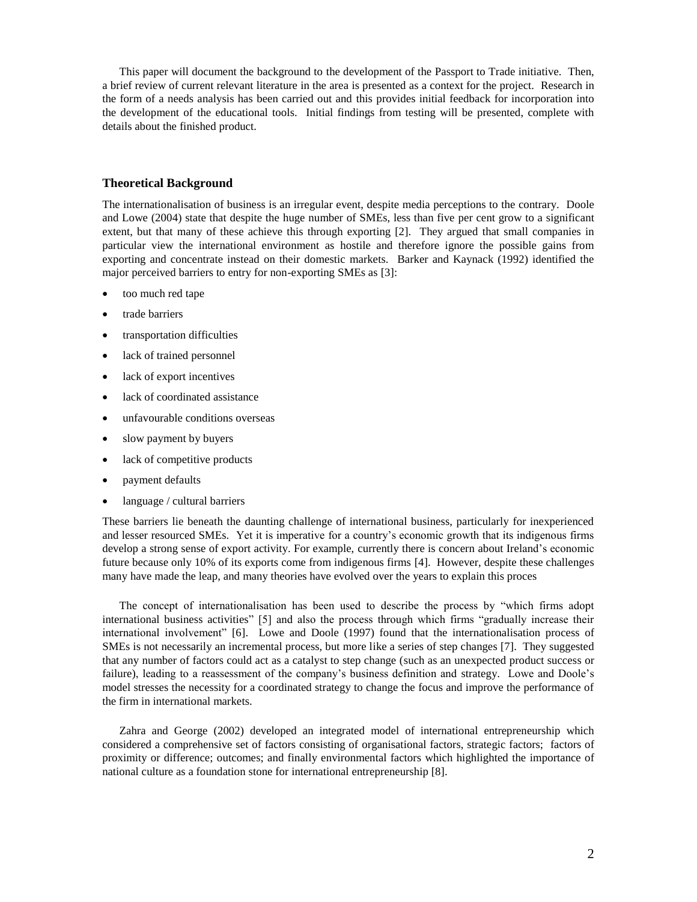This paper will document the background to the development of the Passport to Trade initiative. Then, a brief review of current relevant literature in the area is presented as a context for the project. Research in the form of a needs analysis has been carried out and this provides initial feedback for incorporation into the development of the educational tools. Initial findings from testing will be presented, complete with details about the finished product.

## Theoretical Background

The internationalisation of business is an irregular event, despite media perceptions to the contrary. Doole and Lowe (2004) state that despite the huge number of SMEs, less than five per cent grow to a significant extent, but that many of these achieve this through exporting [2]. They argued that small companies in particular view the international environment as hostile and therefore ignore the possible gains from exporting and concentrate instead on their domestic markets. Barker and Kaynack (1992) identified the major perceived barriers to entry for non-exporting SMEs as [3]:

- too much red tape
- trade barriers
- transportation difficulties
- lack of trained personnel
- lack of export incentives
- lack of coordinated assistance
- unfavourable conditions overseas
- slow payment by buyers
- lack of competitive products
- payment defaults
- language / cultural barriers

These barriers lie beneath the daunting challenge of international business, particularly for inexperienced and lesser resourced SMEs. Yet it is imperative for a country's economic growth that its indigenous firms develop a strong sense of export activity. For example, currently there is concern about Ireland's economic future because only 10% of its exports come from indigenous firms [4]. However, despite these challenges many have made the leap, and many theories have evolved over the years to explain this proces

The concept of internationalisation has been used to describe the process by "which firms adopt international business activities" [5] and also the process through which firms "gradually increase their international involvement" [6]. Lowe and Doole (1997) found that the internationalisation process of SMEs is not necessarily an incremental process, but more like a series of step changes [7]. They suggested that any number of factors could act as a catalyst to step change (such as an unexpected product success or failure), leading to a reassessment of the company's business definition and strategy. Lowe and Doole's model stresses the necessity for a coordinated strategy to change the focus and improve the performance of the firm in international markets.

Zahra and George (2002) developed an integrated model of international entrepreneurship which considered a comprehensive set of factors consisting of organisational factors, strategic factors; factors of proximity or difference; outcomes; and finally environmental factors which highlighted the importance of national culture as a foundation stone for international entrepreneurship [8].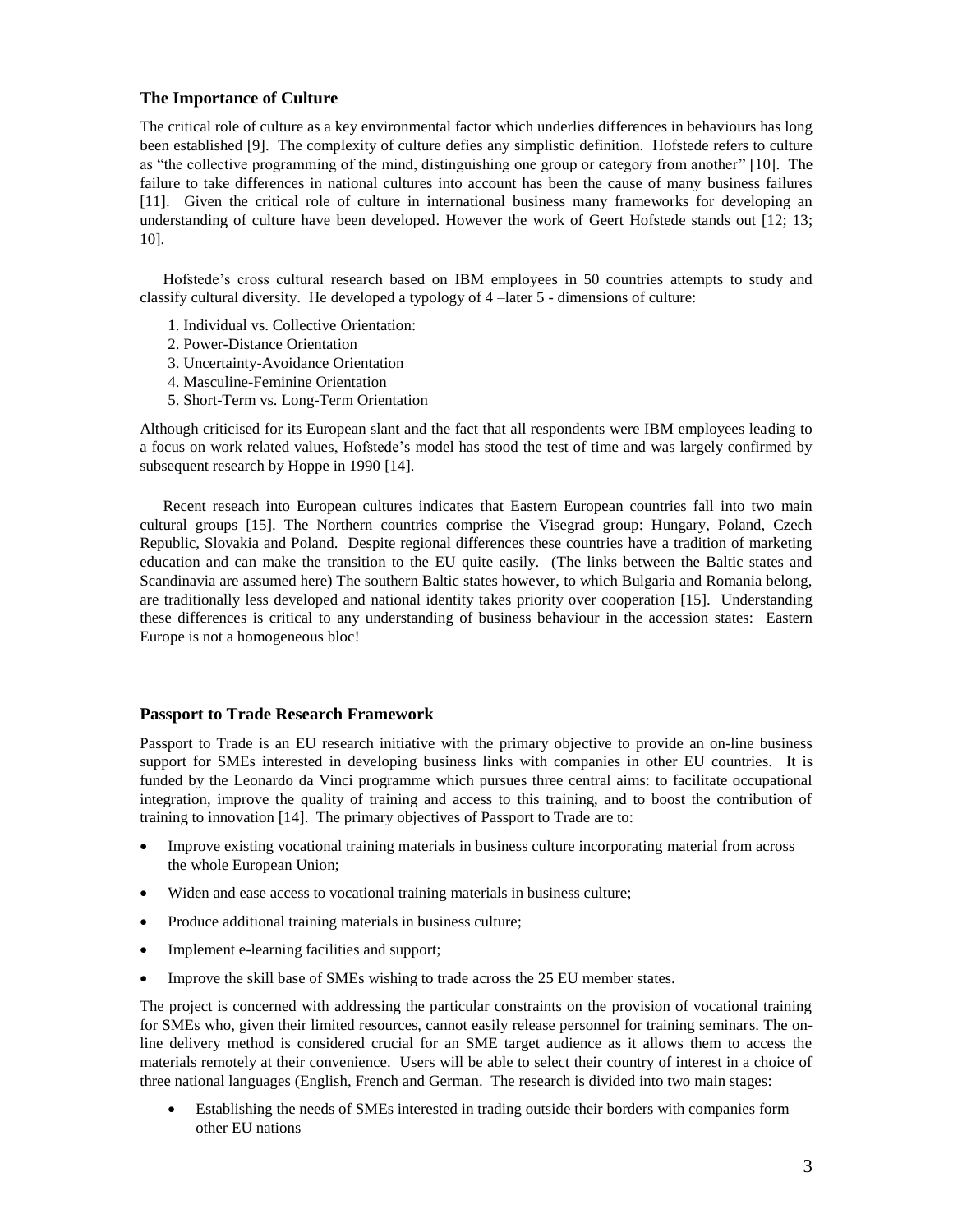## The Importance of Culture

The critical role of culture as a key environmental factor which underlies differences in behaviours has long been established [9]. The complexity of culture defies any simplistic definition. Hofstede refers to culture as "the collective programming of the mind, distinguishing one group or category from another" [10]. The failure to take differences in national cultures into account has been the cause of many business failures [11]. Given the critical role of culture in international business many frameworks for developing an understanding of culture have been developed. However the work of Geert Hofstede stands out [12; 13; 10].

Hofstede's cross cultural research based on IBM employees in 50 countries attempts to study and classify cultural diversity. He developed a typology of 4 –later 5 - dimensions of culture:

1. Individual vs. Collective Orientation:
2. Power-Distance Orientation
3. Uncertainty-Avoidance Orientation
4. Masculine-Feminine Orientation
5. Short-Term vs. Long-Term Orientation

Although criticised for its European slant and the fact that all respondents were IBM employees leading to a focus on work related values, Hofstede's model has stood the test of time and was largely confirmed by subsequent research by Hoppe in 1990 [14].

Recent reseach into European cultures indicates that Eastern European countries fall into two main cultural groups [15]. The Northern countries comprise the Visegrad group: Hungary, Poland, Czech Republic, Slovakia and Poland. Despite regional differences these countries have a tradition of marketing education and can make the transition to the EU quite easily. (The links between the Baltic states and Scandinavia are assumed here) The southern Baltic states however, to which Bulgaria and Romania belong, are traditionally less developed and national identity takes priority over cooperation [15]. Understanding these differences is critical to any understanding of business behaviour in the accession states: Eastern Europe is not a homogeneous bloc!

## Passport to Trade Research Framework

Passport to Trade is an EU research initiative with the primary objective to provide an on-line business support for SMEs interested in developing business links with companies in other EU countries. It is funded by the Leonardo da Vinci programme which pursues three central aims: to facilitate occupational integration, improve the quality of training and access to this training, and to boost the contribution of training to innovation [14]. The primary objectives of Passport to Trade are to:

- Improve existing vocational training materials in business culture incorporating material from across the whole European Union;
- Widen and ease access to vocational training materials in business culture;
- Produce additional training materials in business culture;
- Implement e-learning facilities and support;
- Improve the skill base of SMEs wishing to trade across the 25 EU member states.

The project is concerned with addressing the particular constraints on the provision of vocational training for SMEs who, given their limited resources, cannot easily release personnel for training seminars. The on-line delivery method is considered crucial for an SME target audience as it allows them to access the materials remotely at their convenience. Users will be able to select their country of interest in a choice of three national languages (English, French and German. The research is divided into two main stages:

- Establishing the needs of SMEs interested in trading outside their borders with companies form other EU nations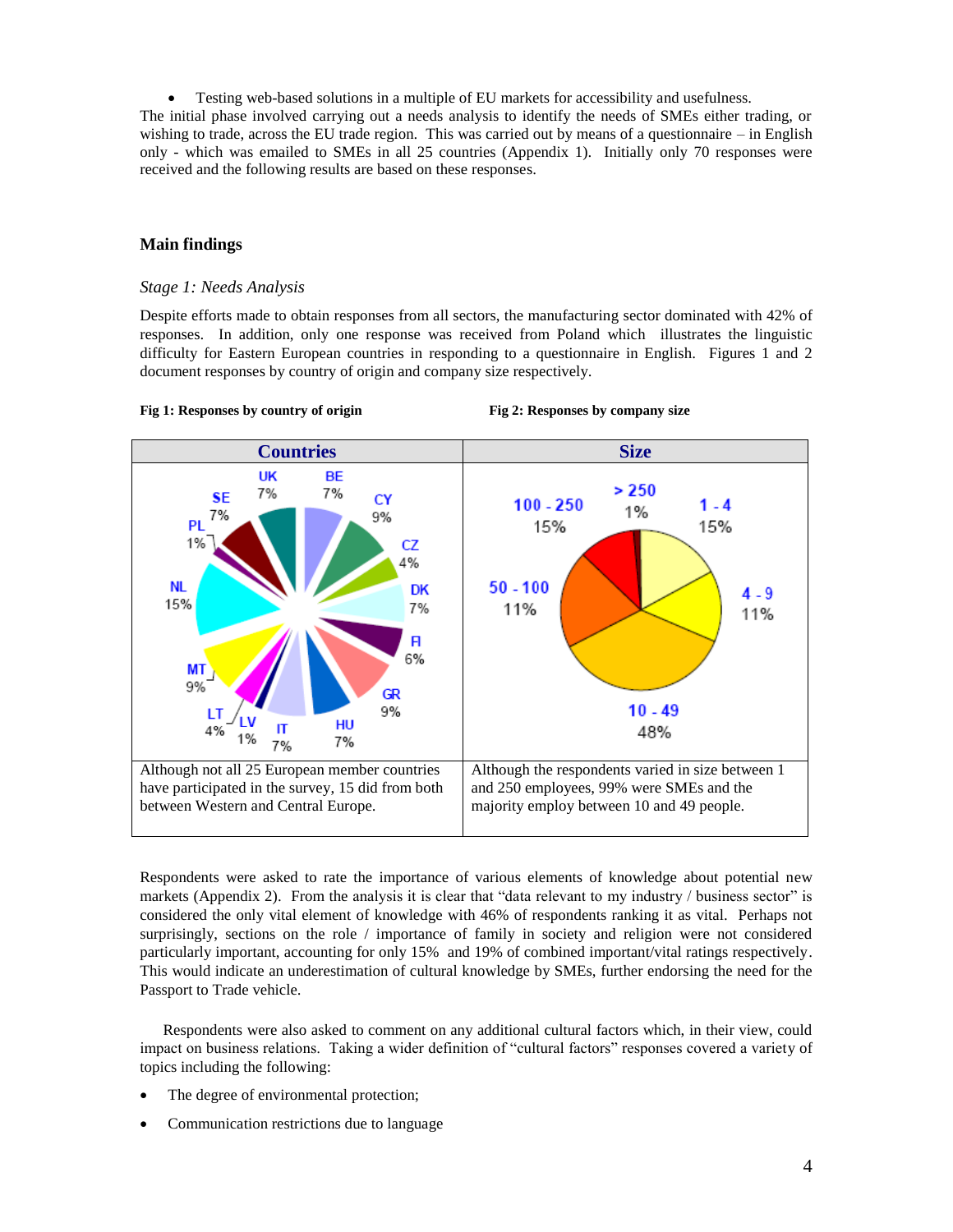- Testing web-based solutions in a multiple of EU markets for accessibility and usefulness.

The initial phase involved carrying out a needs analysis to identify the needs of SMEs either trading, or wishing to trade, across the EU trade region. This was carried out by means of a questionnaire – in English only - which was emailed to SMEs in all 25 countries (Appendix 1). Initially only 70 responses were received and the following results are based on these responses.

## Main findings

### *Stage 1: Needs Analysis*

Despite efforts made to obtain responses from all sectors, the manufacturing sector dominated with 42% of responses. In addition, only one response was received from Poland which illustrates the linguistic difficulty for Eastern European countries in responding to a questionnaire in English. Figures 1 and 2 document responses by country of origin and company size respectively.

**Fig 1: Responses by country of origin**

**Fig 2: Responses by company size**

| Countries | Size |
|---|---|
| UK 7%, BE 7%, CY 9%, CZ 4%, DK 7%, FI 6%, GR 9%, HU 7%, IT 7%, LV 1%, LT 4%, MT 9%, NL 15%, PL 1%, SE 7% | 1 - 4 15%, 4 - 9 11%, 10 - 49 48%, 50 - 100 11%, 100 - 250 15%, > 250 1% |
| Although not all 25 European member countries have participated in the survey, 15 did from both between Western and Central Europe. | Although the respondents varied in size between 1 and 250 employees, 99% were SMEs and the majority employ between 10 and 49 people. |

Respondents were asked to rate the importance of various elements of knowledge about potential new markets (Appendix 2). From the analysis it is clear that "data relevant to my industry / business sector" is considered the only vital element of knowledge with 46% of respondents ranking it as vital. Perhaps not surprisingly, sections on the role / importance of family in society and religion were not considered particularly important, accounting for only 15% and 19% of combined important/vital ratings respectively. This would indicate an underestimation of cultural knowledge by SMEs, further endorsing the need for the Passport to Trade vehicle.

Respondents were also asked to comment on any additional cultural factors which, in their view, could impact on business relations. Taking a wider definition of "cultural factors" responses covered a variety of topics including the following:

- The degree of environmental protection;
- Communication restrictions due to language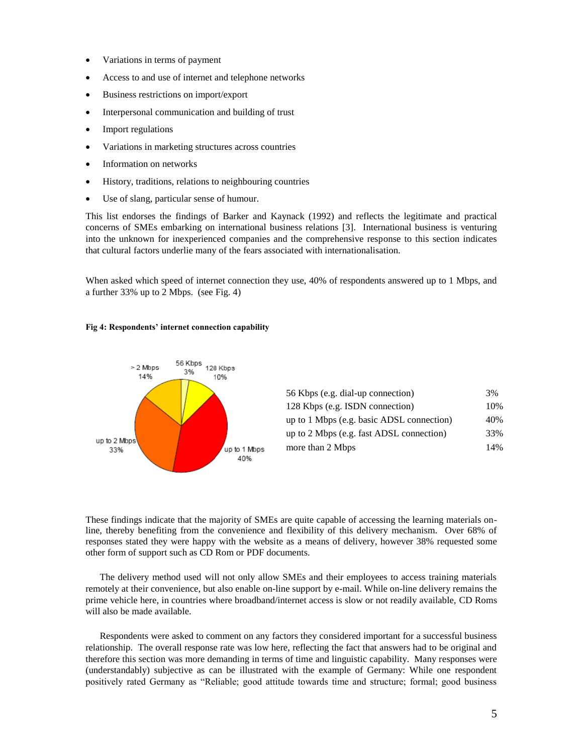- Variations in terms of payment
- Access to and use of internet and telephone networks
- Business restrictions on import/export
- Interpersonal communication and building of trust
- Import regulations
- Variations in marketing structures across countries
- Information on networks
- History, traditions, relations to neighbouring countries
- Use of slang, particular sense of humour.

This list endorses the findings of Barker and Kaynack (1992) and reflects the legitimate and practical concerns of SMEs embarking on international business relations [3]. International business is venturing into the unknown for inexperienced companies and the comprehensive response to this section indicates that cultural factors underlie many of the fears associated with internationalisation.

When asked which speed of internet connection they use, 40% of respondents answered up to 1 Mbps, and a further 33% up to 2 Mbps. (see Fig. 4)

**Fig 4: Respondents' internet connection capability**

| | |
|---|---|
| 56 Kbps (e.g. dial-up connection) | 3% |
| 128 Kbps (e.g. ISDN connection) | 10% |
| up to 1 Mbps (e.g. basic ADSL connection) | 40% |
| up to 2 Mbps (e.g. fast ADSL connection) | 33% |
| more than 2 Mbps | 14% |

These findings indicate that the majority of SMEs are quite capable of accessing the learning materials on-line, thereby benefiting from the convenience and flexibility of this delivery mechanism. Over 68% of responses stated they were happy with the website as a means of delivery, however 38% requested some other form of support such as CD Rom or PDF documents.

The delivery method used will not only allow SMEs and their employees to access training materials remotely at their convenience, but also enable on-line support by e-mail. While on-line delivery remains the prime vehicle here, in countries where broadband/internet access is slow or not readily available, CD Roms will also be made available.

Respondents were asked to comment on any factors they considered important for a successful business relationship. The overall response rate was low here, reflecting the fact that answers had to be original and therefore this section was more demanding in terms of time and linguistic capability. Many responses were (understandably) subjective as can be illustrated with the example of Germany: While one respondent positively rated Germany as "Reliable; good attitude towards time and structure; formal; good business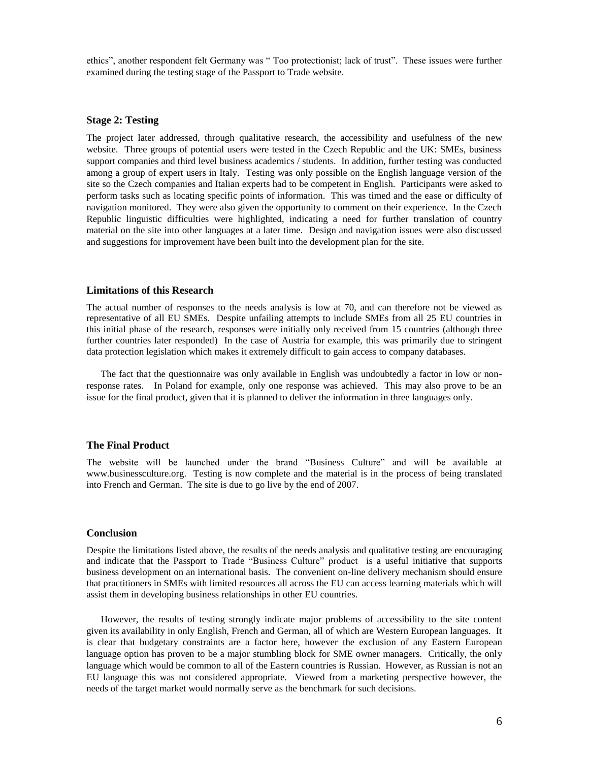ethics", another respondent felt Germany was " Too protectionist; lack of trust". These issues were further examined during the testing stage of the Passport to Trade website.

### Stage 2: Testing

The project later addressed, through qualitative research, the accessibility and usefulness of the new website. Three groups of potential users were tested in the Czech Republic and the UK: SMEs, business support companies and third level business academics / students. In addition, further testing was conducted among a group of expert users in Italy. Testing was only possible on the English language version of the site so the Czech companies and Italian experts had to be competent in English. Participants were asked to perform tasks such as locating specific points of information. This was timed and the ease or difficulty of navigation monitored. They were also given the opportunity to comment on their experience. In the Czech Republic linguistic difficulties were highlighted, indicating a need for further translation of country material on the site into other languages at a later time. Design and navigation issues were also discussed and suggestions for improvement have been built into the development plan for the site.

### Limitations of this Research

The actual number of responses to the needs analysis is low at 70, and can therefore not be viewed as representative of all EU SMEs. Despite unfailing attempts to include SMEs from all 25 EU countries in this initial phase of the research, responses were initially only received from 15 countries (although three further countries later responded) In the case of Austria for example, this was primarily due to stringent data protection legislation which makes it extremely difficult to gain access to company databases.

The fact that the questionnaire was only available in English was undoubtedly a factor in low or non-response rates. In Poland for example, only one response was achieved. This may also prove to be an issue for the final product, given that it is planned to deliver the information in three languages only.

### The Final Product

The website will be launched under the brand "Business Culture" and will be available at www.businessculture.org. Testing is now complete and the material is in the process of being translated into French and German. The site is due to go live by the end of 2007.

### Conclusion

Despite the limitations listed above, the results of the needs analysis and qualitative testing are encouraging and indicate that the Passport to Trade "Business Culture" product is a useful initiative that supports business development on an international basis. The convenient on-line delivery mechanism should ensure that practitioners in SMEs with limited resources all across the EU can access learning materials which will assist them in developing business relationships in other EU countries.

However, the results of testing strongly indicate major problems of accessibility to the site content given its availability in only English, French and German, all of which are Western European languages. It is clear that budgetary constraints are a factor here, however the exclusion of any Eastern European language option has proven to be a major stumbling block for SME owner managers. Critically, the only language which would be common to all of the Eastern countries is Russian. However, as Russian is not an EU language this was not considered appropriate. Viewed from a marketing perspective however, the needs of the target market would normally serve as the benchmark for such decisions.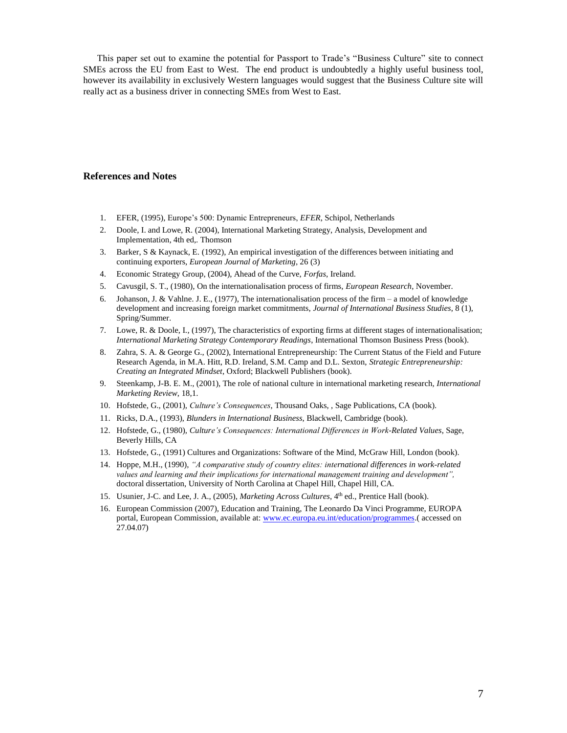This paper set out to examine the potential for Passport to Trade's "Business Culture" site to connect SMEs across the EU from East to West. The end product is undoubtedly a highly useful business tool, however its availability in exclusively Western languages would suggest that the Business Culture site will really act as a business driver in connecting SMEs from West to East.

## References and Notes

1. EFER, (1995), Europe's 500: Dynamic Entrepreneurs, *EFER*, Schipol, Netherlands
2. Doole, I. and Lowe, R. (2004), International Marketing Strategy, Analysis, Development and Implementation, 4th ed,. Thomson
3. Barker, S & Kaynack, E. (1992), An empirical investigation of the differences between initiating and continuing exporters, *European Journal of Marketing*, 26 (3)
4. Economic Strategy Group, (2004), Ahead of the Curve, *Forfas*, Ireland.
5. Cavusgil, S. T., (1980), On the internationalisation process of firms, *European Research*, November.
6. Johanson, J. & Vahlne. J. E., (1977), The internationalisation process of the firm – a model of knowledge development and increasing foreign market commitments, *Journal of International Business Studies*, 8 (1), Spring/Summer.
7. Lowe, R. & Doole, I., (1997), The characteristics of exporting firms at different stages of internationalisation; *International Marketing Strategy Contemporary Readings*, International Thomson Business Press (book).
8. Zahra, S. A. & George G., (2002), International Entrepreneurship: The Current Status of the Field and Future Research Agenda, in M.A. Hitt, R.D. Ireland, S.M. Camp and D.L. Sexton, *Strategic Entrepreneurship: Creating an Integrated Mindset*, Oxford; Blackwell Publishers (book).
9. Steenkamp, J-B. E. M., (2001), The role of national culture in international marketing research, *International Marketing Review*, 18,1.
10. Hofstede, G., (2001), *Culture's Consequences*, Thousand Oaks, , Sage Publications, CA (book).
11. Ricks, D.A., (1993), *Blunders in International Business*, Blackwell, Cambridge (book).
12. Hofstede, G., (1980), *Culture's Consequences: International Differences in Work-Related Values*, Sage, Beverly Hills, CA
13. Hofstede, G., (1991) Cultures and Organizations: Software of the Mind, McGraw Hill, London (book).
14. Hoppe, M.H., (1990), *"A comparative study of country elites: international differences in work-related values and learning and their implications for international management training and development"*, doctoral dissertation, University of North Carolina at Chapel Hill, Chapel Hill, CA.
15. Usunier, J-C. and Lee, J. A., (2005), *Marketing Across Cultures*, 4th ed., Prentice Hall (book).
16. European Commission (2007), Education and Training, The Leonardo Da Vinci Programme, EUROPA portal, European Commission, available at: www.ec.europa.eu.int/education/programmes.( accessed on 27.04.07)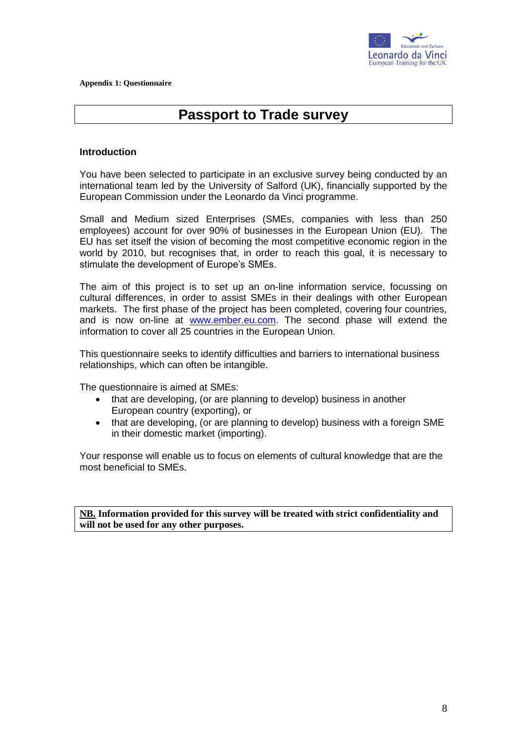**Appendix 1: Questionnaire**

# Passport to Trade survey

**Introduction**

You have been selected to participate in an exclusive survey being conducted by an international team led by the University of Salford (UK), financially supported by the European Commission under the Leonardo da Vinci programme.

Small and Medium sized Enterprises (SMEs, companies with less than 250 employees) account for over 90% of businesses in the European Union (EU). The EU has set itself the vision of becoming the most competitive economic region in the world by 2010, but recognises that, in order to reach this goal, it is necessary to stimulate the development of Europe's SMEs.

The aim of this project is to set up an on-line information service, focussing on cultural differences, in order to assist SMEs in their dealings with other European markets. The first phase of the project has been completed, covering four countries, and is now on-line at [www.ember.eu.com](http://www.ember.eu.com). The second phase will extend the information to cover all 25 countries in the European Union.

This questionnaire seeks to identify difficulties and barriers to international business relationships, which can often be intangible.

The questionnaire is aimed at SMEs:

- that are developing, (or are planning to develop) business in another European country (exporting), or
- that are developing, (or are planning to develop) business with a foreign SME in their domestic market (importing).

Your response will enable us to focus on elements of cultural knowledge that are the most beneficial to SMEs.

**<u>NB.</u> Information provided for this survey will be treated with strict confidentiality and will not be used for any other purposes.**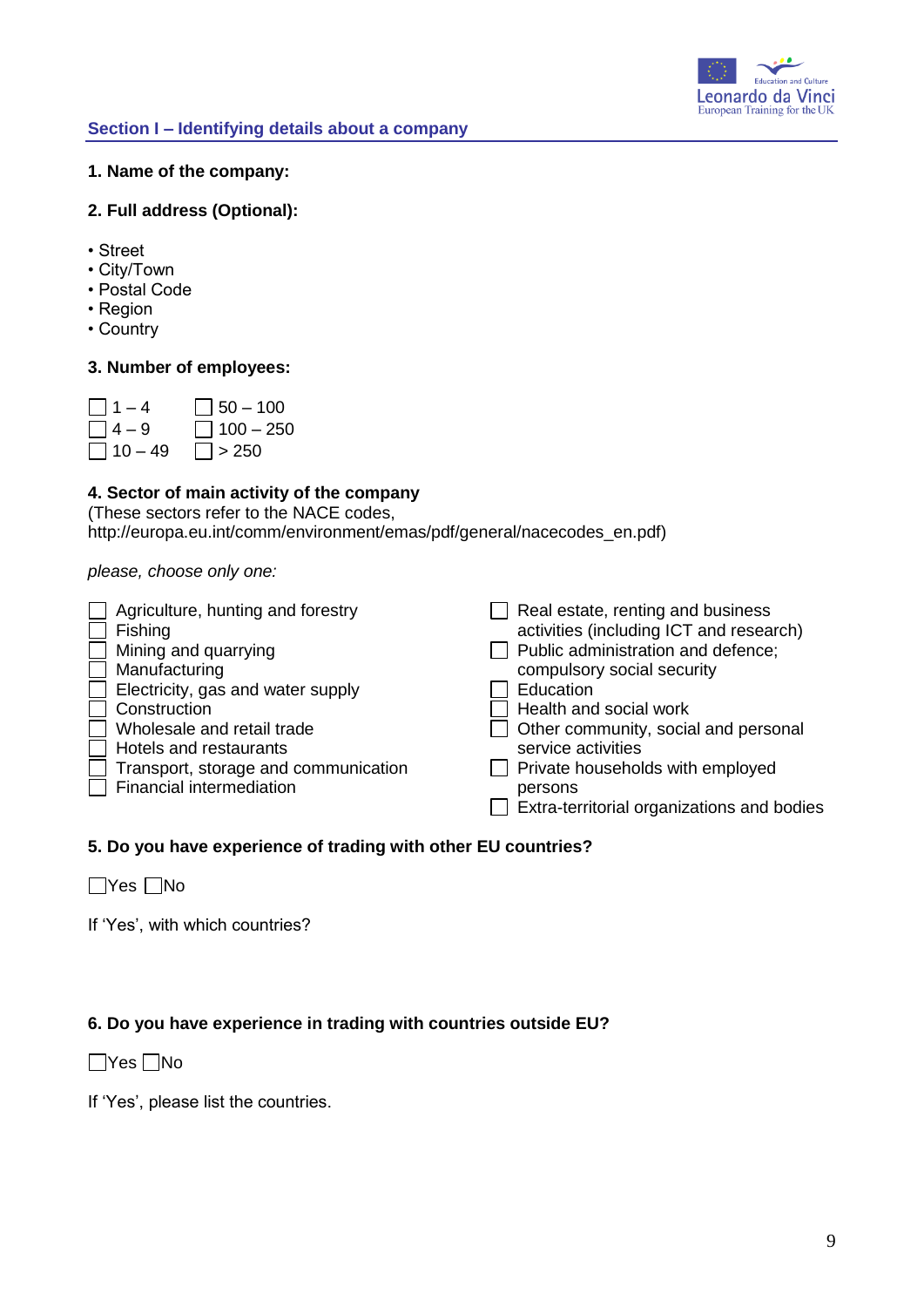## Section I – Identifying details about a company

**1. Name of the company:**

**2. Full address (Optional):**

- Street
- City/Town
- Postal Code
- Region
- Country

**3. Number of employees:**

☐ 1 – 4 ☐ 50 – 100
☐ 4 – 9 ☐ 100 – 250
☐ 10 – 49 ☐ > 250

**4. Sector of main activity of the company**
(These sectors refer to the NACE codes, http://europa.eu.int/comm/environment/emas/pdf/general/nacecodes_en.pdf)

*please, choose only one:*

☐ Agriculture, hunting and forestry
☐ Fishing
☐ Mining and quarrying
☐ Manufacturing
☐ Electricity, gas and water supply
☐ Construction
☐ Wholesale and retail trade
☐ Hotels and restaurants
☐ Transport, storage and communication
☐ Financial intermediation
☐ Real estate, renting and business activities (including ICT and research)
☐ Public administration and defence; compulsory social security
☐ Education
☐ Health and social work
☐ Other community, social and personal service activities
☐ Private households with employed persons
☐ Extra-territorial organizations and bodies

**5. Do you have experience of trading with other EU countries?**

☐Yes ☐No

If 'Yes', with which countries?

**6. Do you have experience in trading with countries outside EU?**

☐Yes ☐No

If 'Yes', please list the countries.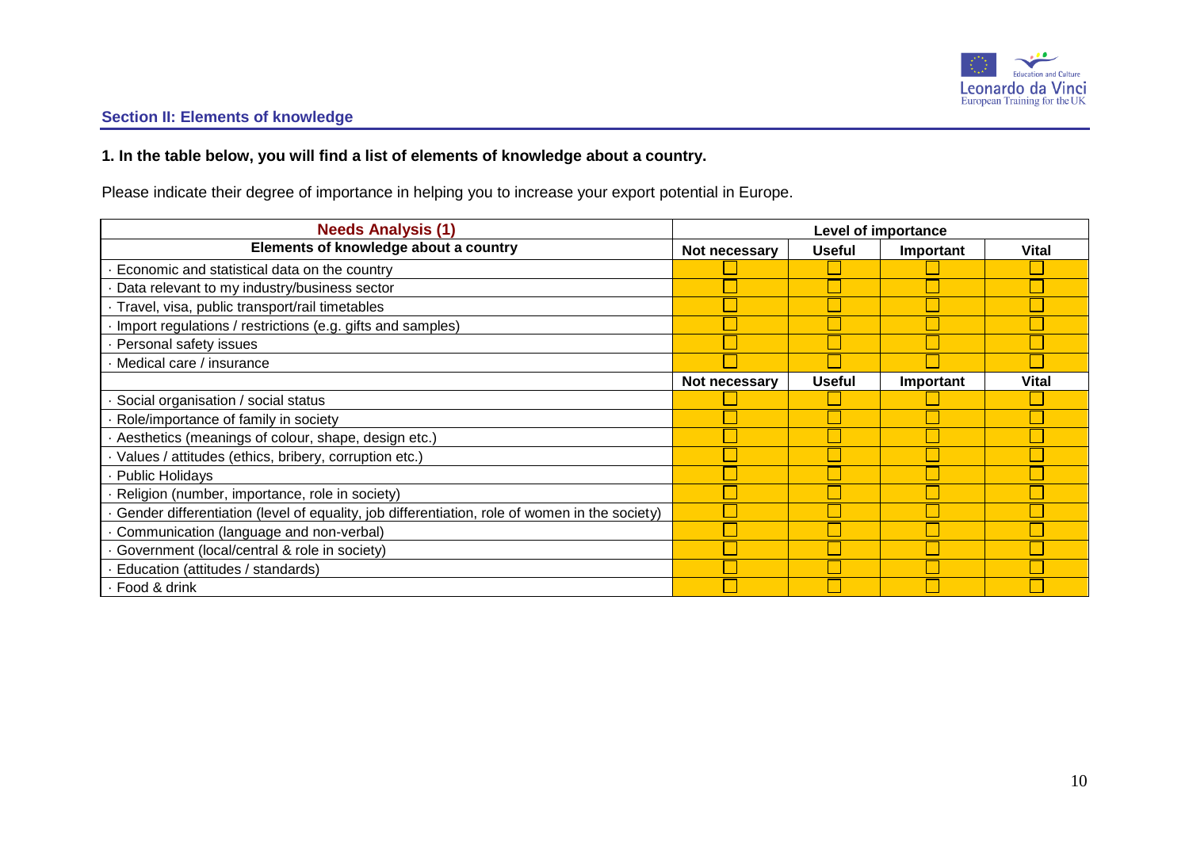## Section II: Elements of knowledge

**1. In the table below, you will find a list of elements of knowledge about a country.**

Please indicate their degree of importance in helping you to increase your export potential in Europe.

| **Needs Analysis (1)** | **Level of importance** | | | |
|---|---|---|---|---|
| **Elements of knowledge about a country** | **Not necessary** | **Useful** | **Important** | **Vital** |
| · Economic and statistical data on the country | ☐ | ☐ | ☐ | ☐ |
| · Data relevant to my industry/business sector | ☐ | ☐ | ☐ | ☐ |
| · Travel, visa, public transport/rail timetables | ☐ | ☐ | ☐ | ☐ |
| · Import regulations / restrictions (e.g. gifts and samples) | ☐ | ☐ | ☐ | ☐ |
| · Personal safety issues | ☐ | ☐ | ☐ | ☐ |
| · Medical care / insurance | ☐ | ☐ | ☐ | ☐ |
| | **Not necessary** | **Useful** | **Important** | **Vital** |
| · Social organisation / social status | ☐ | ☐ | ☐ | ☐ |
| · Role/importance of family in society | ☐ | ☐ | ☐ | ☐ |
| · Aesthetics (meanings of colour, shape, design etc.) | ☐ | ☐ | ☐ | ☐ |
| · Values / attitudes (ethics, bribery, corruption etc.) | ☐ | ☐ | ☐ | ☐ |
| · Public Holidays | ☐ | ☐ | ☐ | ☐ |
| · Religion (number, importance, role in society) | ☐ | ☐ | ☐ | ☐ |
| · Gender differentiation (level of equality, job differentiation, role of women in the society) | ☐ | ☐ | ☐ | ☐ |
| · Communication (language and non-verbal) | ☐ | ☐ | ☐ | ☐ |
| · Government (local/central & role in society) | ☐ | ☐ | ☐ | ☐ |
| · Education (attitudes / standards) | ☐ | ☐ | ☐ | ☐ |
| · Food & drink | ☐ | ☐ | ☐ | ☐ |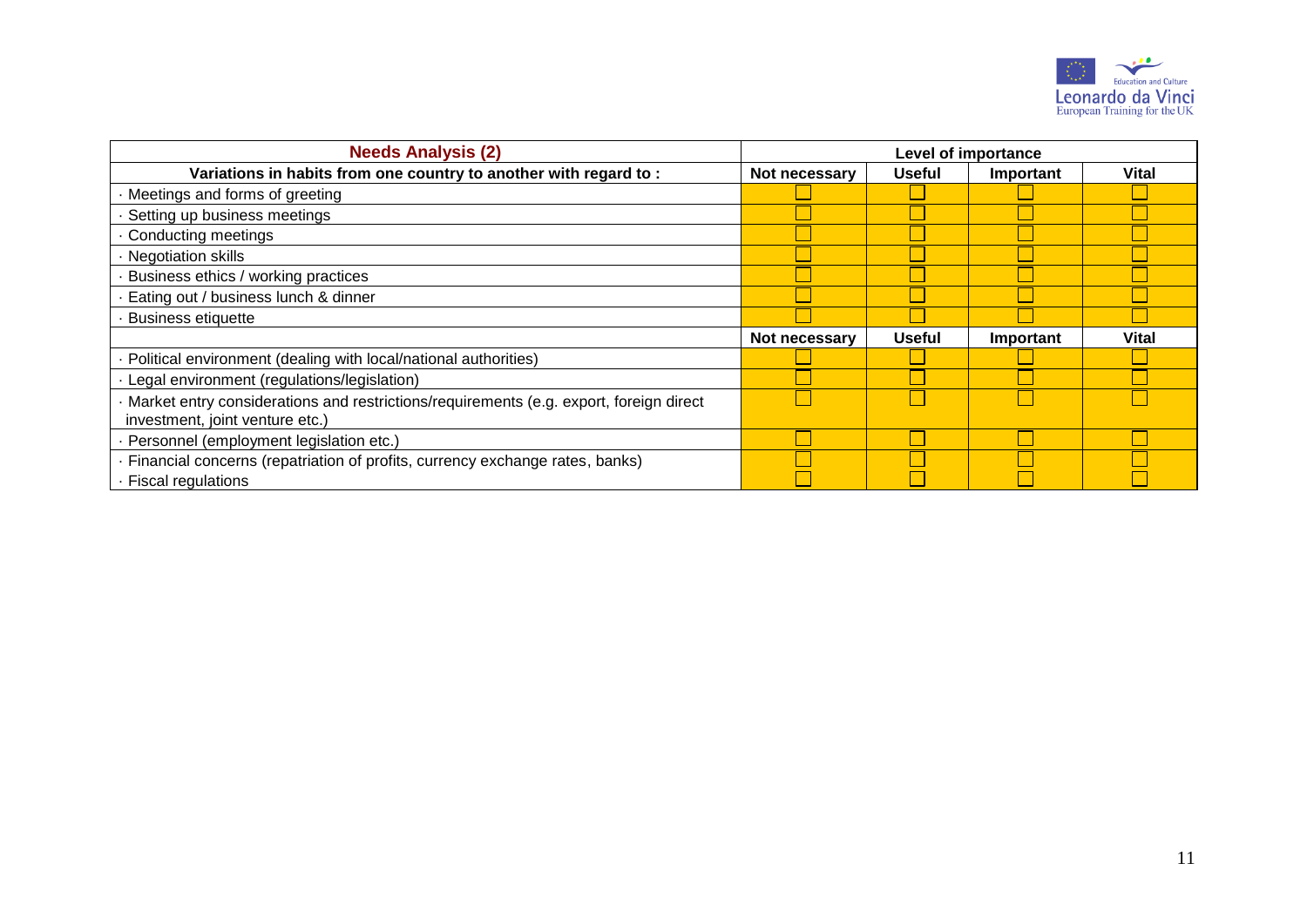| Needs Analysis (2) | Level of importance | | | |
|---|---|---|---|---|
| **Variations in habits from one country to another with regard to :** | **Not necessary** | **Useful** | **Important** | **Vital** |
| · Meetings and forms of greeting | ☐ | ☐ | ☐ | ☐ |
| · Setting up business meetings | ☐ | ☐ | ☐ | ☐ |
| · Conducting meetings | ☐ | ☐ | ☐ | ☐ |
| · Negotiation skills | ☐ | ☐ | ☐ | ☐ |
| · Business ethics / working practices | ☐ | ☐ | ☐ | ☐ |
| · Eating out / business lunch & dinner | ☐ | ☐ | ☐ | ☐ |
| · Business etiquette | ☐ | ☐ | ☐ | ☐ |
| | **Not necessary** | **Useful** | **Important** | **Vital** |
| · Political environment (dealing with local/national authorities) | ☐ | ☐ | ☐ | ☐ |
| · Legal environment (regulations/legislation) | ☐ | ☐ | ☐ | ☐ |
| · Market entry considerations and restrictions/requirements (e.g. export, foreign direct investment, joint venture etc.) | ☐ | ☐ | ☐ | ☐ |
| · Personnel (employment legislation etc.) | ☐ | ☐ | ☐ | ☐ |
| · Financial concerns (repatriation of profits, currency exchange rates, banks) | ☐ | ☐ | ☐ | ☐ |
| · Fiscal regulations | ☐ | ☐ | ☐ | ☐ |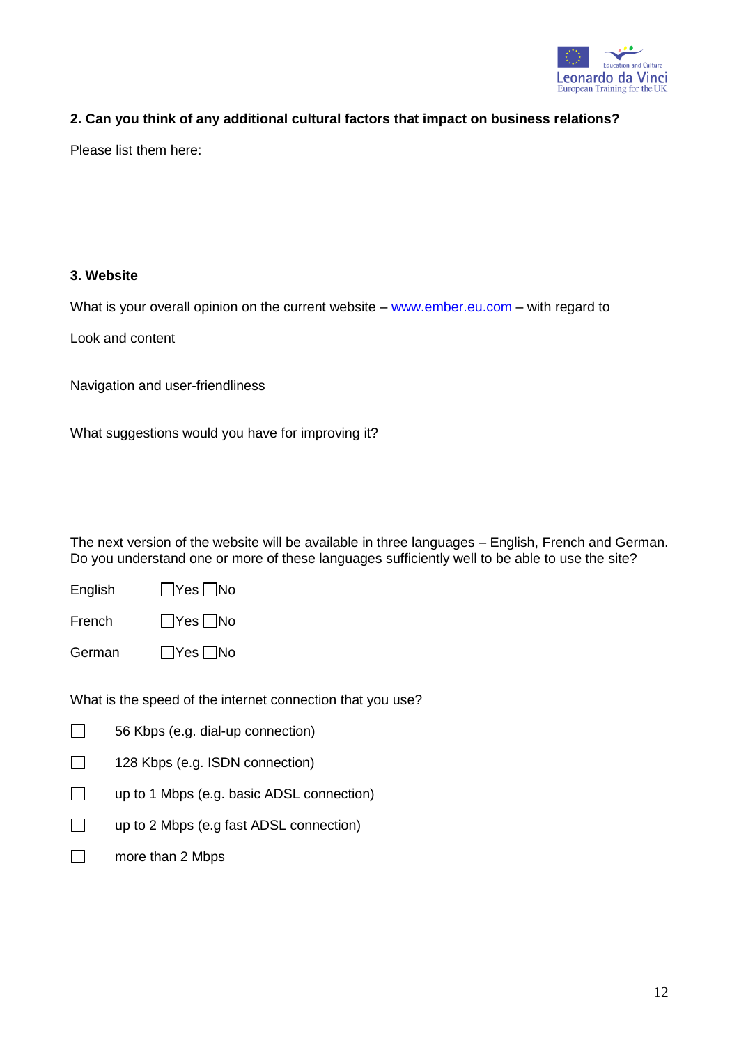**2. Can you think of any additional cultural factors that impact on business relations?**

Please list them here:

**3. Website**

What is your overall opinion on the current website – [www.ember.eu.com](http://www.ember.eu.com) – with regard to

Look and content

Navigation and user-friendliness

What suggestions would you have for improving it?

The next version of the website will be available in three languages – English, French and German. Do you understand one or more of these languages sufficiently well to be able to use the site?

| | | |
|---|---|---|
| English | ☐ Yes | ☐ No |
| French | ☐ Yes | ☐ No |
| German | ☐ Yes | ☐ No |

What is the speed of the internet connection that you use?

- ☐ 56 Kbps (e.g. dial-up connection)
- ☐ 128 Kbps (e.g. ISDN connection)
- ☐ up to 1 Mbps (e.g. basic ADSL connection)
- ☐ up to 2 Mbps (e.g fast ADSL connection)
- ☐ more than 2 Mbps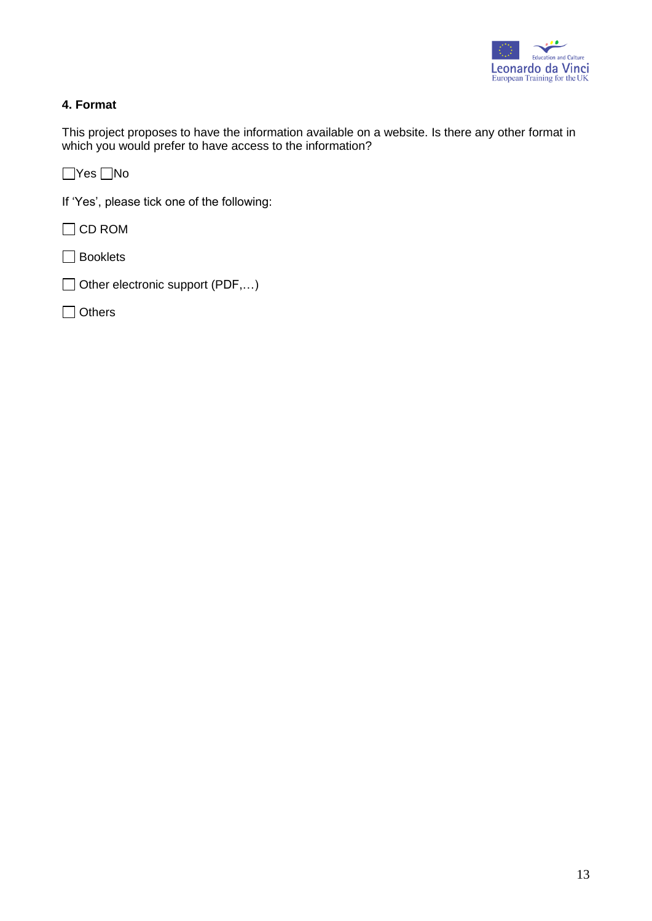#### 4. Format

This project proposes to have the information available on a website. Is there any other format in which you would prefer to have access to the information?

☐Yes ☐No

If 'Yes', please tick one of the following:

☐ CD ROM

☐ Booklets

☐ Other electronic support (PDF,…)

☐ Others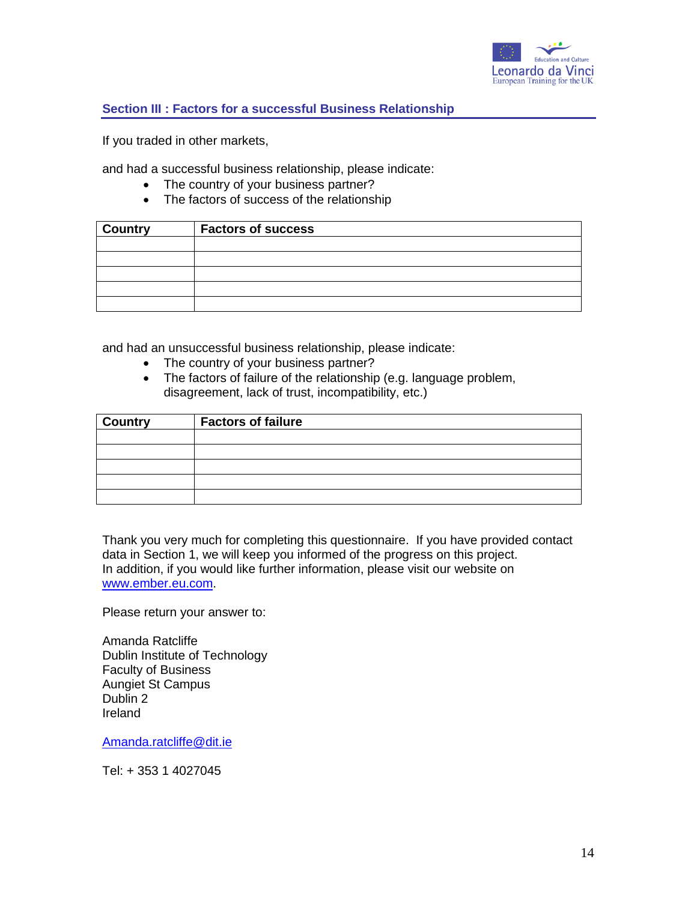## Section III : Factors for a successful Business Relationship

If you traded in other markets,

and had a successful business relationship, please indicate:

- The country of your business partner?
- The factors of success of the relationship

| Country | Factors of success |
|---|---|
| | |
| | |
| | |
| | |
| | |

and had an unsuccessful business relationship, please indicate:

- The country of your business partner?
- The factors of failure of the relationship (e.g. language problem, disagreement, lack of trust, incompatibility, etc.)

| Country | Factors of failure |
|---|---|
| | |
| | |
| | |
| | |
| | |

Thank you very much for completing this questionnaire. If you have provided contact data in Section 1, we will keep you informed of the progress on this project. In addition, if you would like further information, please visit our website on [www.ember.eu.com](http://www.ember.eu.com).

Please return your answer to:

Amanda Ratcliffe
Dublin Institute of Technology
Faculty of Business
Aungiet St Campus
Dublin 2
Ireland

[Amanda.ratcliffe@dit.ie](mailto:Amanda.ratcliffe@dit.ie)

Tel: + 353 1 4027045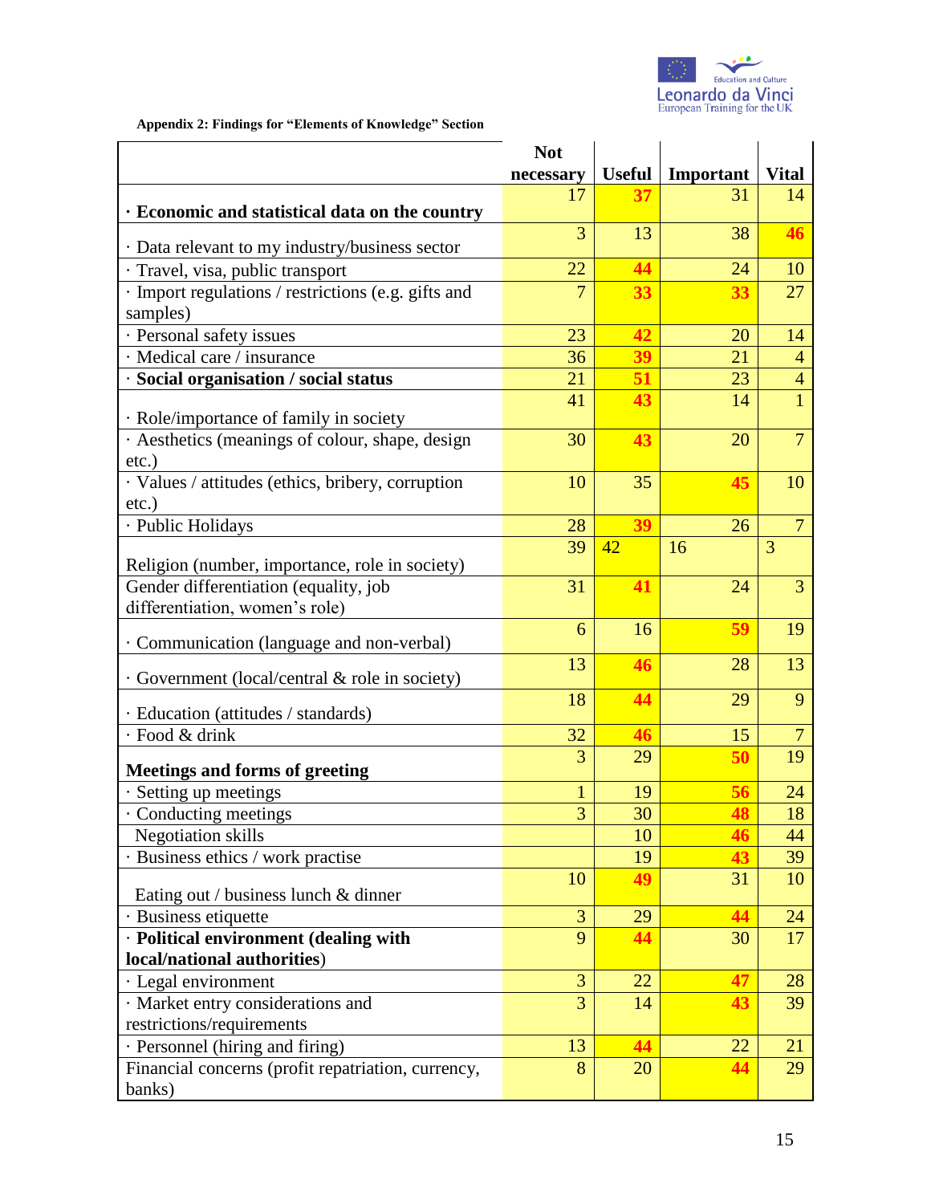**Appendix 2: Findings for "Elements of Knowledge" Section**

| | Not necessary | Useful | Important | Vital |
|---|---|---|---|---|
| **· Economic and statistical data on the country** | 17 | **37** | 31 | 14 |
| · Data relevant to my industry/business sector | 3 | 13 | 38 | **46** |
| · Travel, visa, public transport | 22 | **44** | 24 | 10 |
| · Import regulations / restrictions (e.g. gifts and samples) | 7 | **33** | **33** | 27 |
| · Personal safety issues | 23 | **42** | 20 | 14 |
| · Medical care / insurance | 36 | **39** | 21 | 4 |
| **· Social organisation / social status** | 21 | **51** | 23 | 4 |
| · Role/importance of family in society | 41 | **43** | 14 | 1 |
| · Aesthetics (meanings of colour, shape, design etc.) | 30 | **43** | 20 | 7 |
| · Values / attitudes (ethics, bribery, corruption etc.) | 10 | 35 | **45** | 10 |
| · Public Holidays | 28 | **39** | 26 | 7 |
| Religion (number, importance, role in society) | 39 | 42 | 16 | 3 |
| Gender differentiation (equality, job differentiation, women's role) | 31 | **41** | 24 | 3 |
| · Communication (language and non-verbal) | 6 | 16 | **59** | 19 |
| · Government (local/central & role in society) | 13 | **46** | 28 | 13 |
| · Education (attitudes / standards) | 18 | **44** | 29 | 9 |
| · Food & drink | 32 | **46** | 15 | 7 |
| **Meetings and forms of greeting** | 3 | 29 | **50** | 19 |
| · Setting up meetings | 1 | 19 | **56** | 24 |
| · Conducting meetings | 3 | 30 | **48** | 18 |
| Negotiation skills | | 10 | **46** | 44 |
| · Business ethics / work practise | | 19 | **43** | 39 |
| Eating out / business lunch & dinner | 10 | **49** | 31 | 10 |
| · Business etiquette | 3 | 29 | **44** | 24 |
| **· Political environment (dealing with local/national authorities)** | 9 | **44** | 30 | 17 |
| · Legal environment | 3 | 22 | **47** | 28 |
| · Market entry considerations and restrictions/requirements | 3 | 14 | **43** | 39 |
| · Personnel (hiring and firing) | 13 | **44** | 22 | 21 |
| Financial concerns (profit repatriation, currency, banks) | 8 | 20 | **44** | 29 |